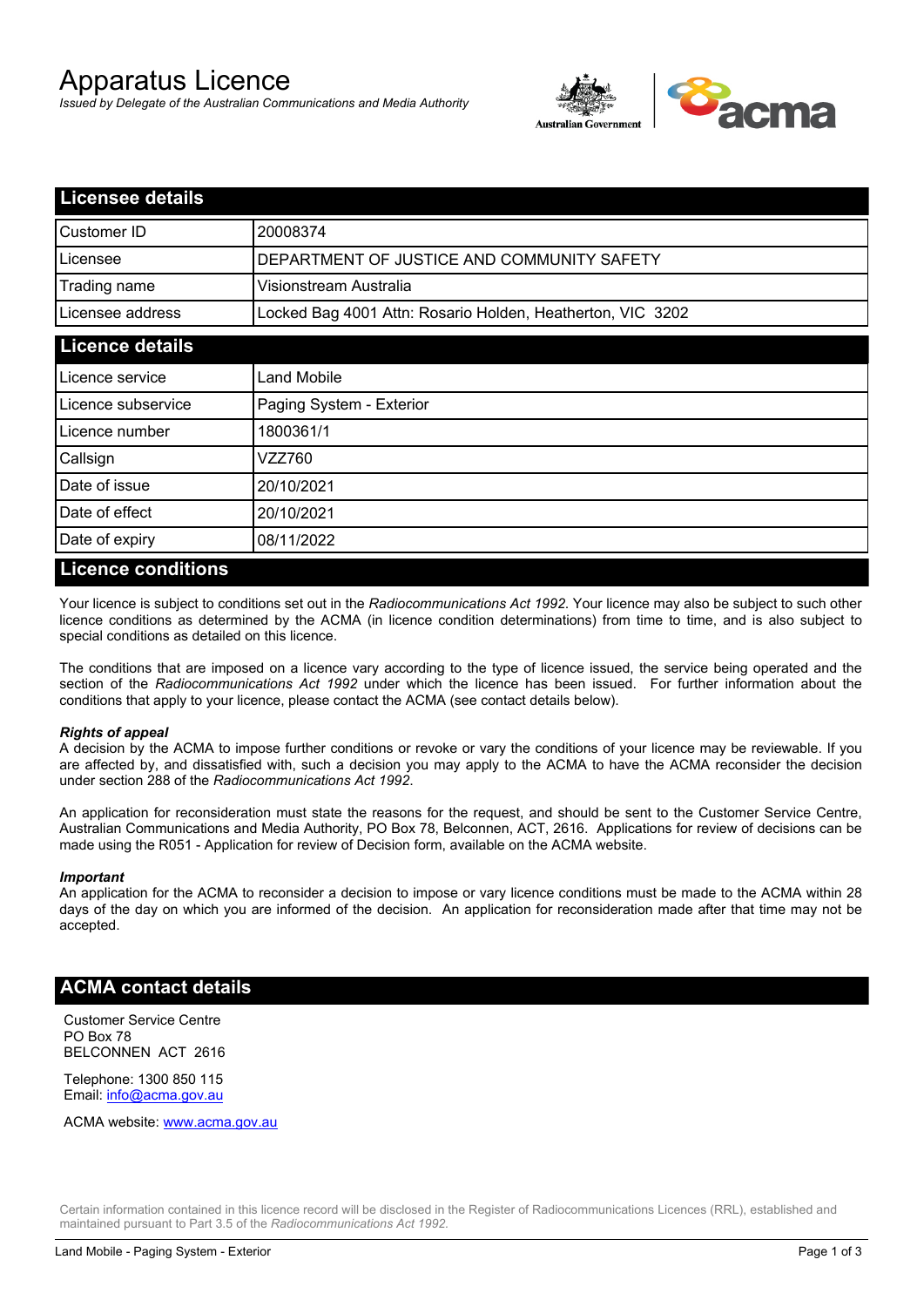# Apparatus Licence

*Issued by Delegate of the Australian Communications and Media Authority*

## Licensee details

| | |
|---|---|
| Customer ID | 20008374 |
| Licensee | DEPARTMENT OF JUSTICE AND COMMUNITY SAFETY |
| Trading name | Visionstream Australia |
| Licensee address | Locked Bag 4001 Attn: Rosario Holden, Heatherton, VIC 3202 |

## Licence details

| | |
|---|---|
| Licence service | Land Mobile |
| Licence subservice | Paging System - Exterior |
| Licence number | 1800361/1 |
| Callsign | VZZ760 |
| Date of issue | 20/10/2021 |
| Date of effect | 20/10/2021 |
| Date of expiry | 08/11/2022 |

## Licence conditions

Your licence is subject to conditions set out in the *Radiocommunications Act 1992*. Your licence may also be subject to such other licence conditions as determined by the ACMA (in licence condition determinations) from time to time, and is also subject to special conditions as detailed on this licence.

The conditions that are imposed on a licence vary according to the type of licence issued, the service being operated and the section of the *Radiocommunications Act 1992* under which the licence has been issued. For further information about the conditions that apply to your licence, please contact the ACMA (see contact details below).

***Rights of appeal***

A decision by the ACMA to impose further conditions or revoke or vary the conditions of your licence may be reviewable. If you are affected by, and dissatisfied with, such a decision you may apply to the ACMA to have the ACMA reconsider the decision under section 288 of the *Radiocommunications Act 1992*.

An application for reconsideration must state the reasons for the request, and should be sent to the Customer Service Centre, Australian Communications and Media Authority, PO Box 78, Belconnen, ACT, 2616. Applications for review of decisions can be made using the R051 - Application for review of Decision form, available on the ACMA website.

***Important***

An application for the ACMA to reconsider a decision to impose or vary licence conditions must be made to the ACMA within 28 days of the day on which you are informed of the decision. An application for reconsideration made after that time may not be accepted.

## ACMA contact details

Customer Service Centre
PO Box 78
BELCONNEN ACT 2616

Telephone: 1300 850 115
Email: info@acma.gov.au

ACMA website: www.acma.gov.au

Certain information contained in this licence record will be disclosed in the Register of Radiocommunications Licences (RRL), established and maintained pursuant to Part 3.5 of the *Radiocommunications Act 1992.*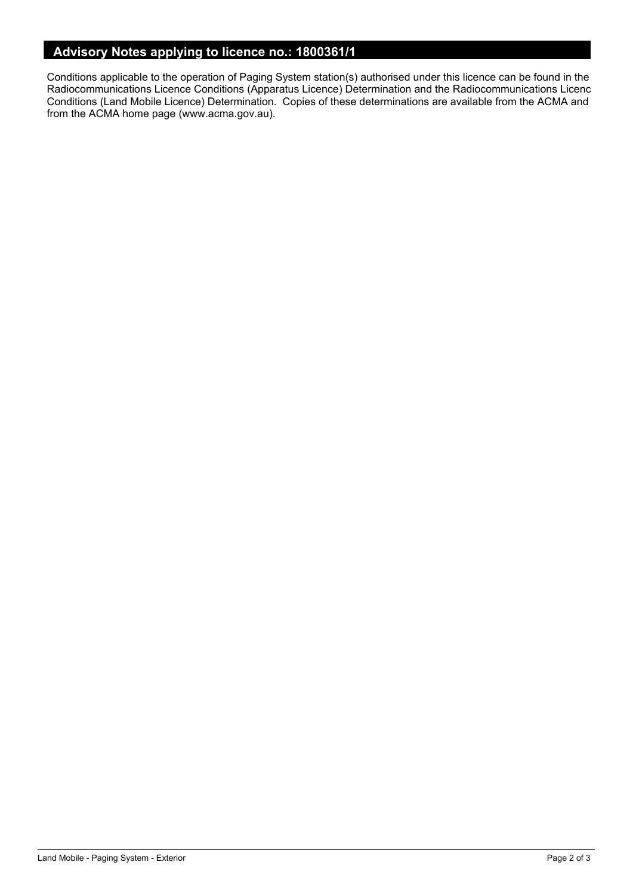## Advisory Notes applying to licence no.: 1800361/1

Conditions applicable to the operation of Paging System station(s) authorised under this licence can be found in the Radiocommunications Licence Conditions (Apparatus Licence) Determination and the Radiocommunications Licenc Conditions (Land Mobile Licence) Determination. Copies of these determinations are available from the ACMA and from the ACMA home page (www.acma.gov.au).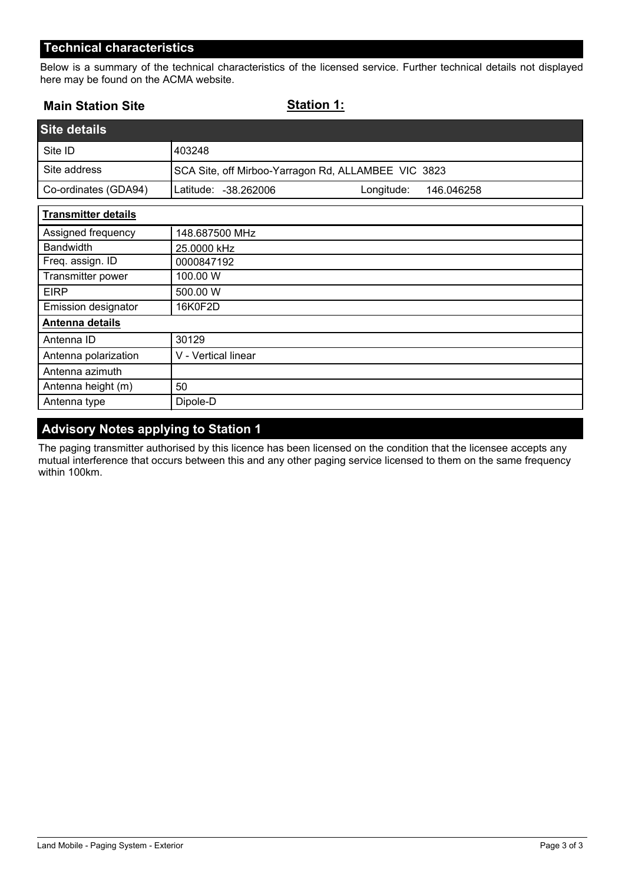## Technical characteristics

Below is a summary of the technical characteristics of the licensed service. Further technical details not displayed here may be found on the ACMA website.

**Main Station Site** **Station 1:**

| Site details | |
|---|---|
| Site ID | 403248 |
| Site address | SCA Site, off Mirboo-Yarragon Rd, ALLAMBEE VIC 3823 |
| Co-ordinates (GDA94) | Latitude: -38.262006 Longitude: 146.046258 |

| **Transmitter details** | |
|---|---|
| Assigned frequency | 148.687500 MHz |
| Bandwidth | 25.0000 kHz |
| Freq. assign. ID | 0000847192 |
| Transmitter power | 100.00 W |
| EIRP | 500.00 W |
| Emission designator | 16K0F2D |
| **Antenna details** | |
| Antenna ID | 30129 |
| Antenna polarization | V - Vertical linear |
| Antenna azimuth | |
| Antenna height (m) | 50 |
| Antenna type | Dipole-D |

## Advisory Notes applying to Station 1

The paging transmitter authorised by this licence has been licensed on the condition that the licensee accepts any mutual interference that occurs between this and any other paging service licensed to them on the same frequency within 100km.